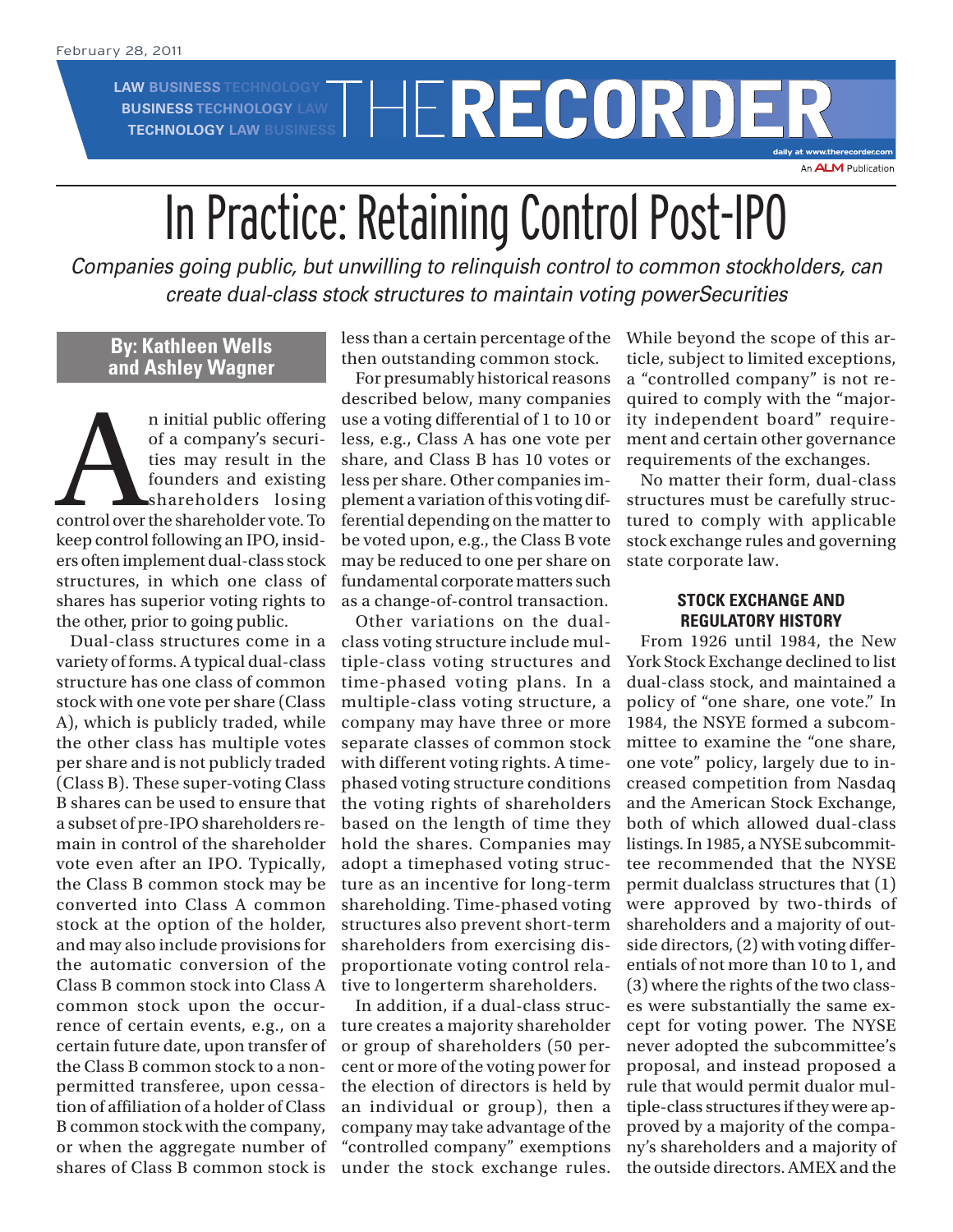# In Practice: Retaining Control Post-IPO

*Companies going public, but unwilling to relinquish control to common stockholders, can create dual-class stock structures to maintain voting powerSecurities*

**By: Kathleen Wells and Ashley Wagner**

An initial public offering of a company's securities may result in the founders and existing shareholders losing control over the shareholder vote. To keep control following an IPO, insiders often implement dual-class stock structures, in which one class of shares has superior voting rights to the other, prior to going public.

Dual-class structures come in a variety of forms. A typical dual-class structure has one class of common stock with one vote per share (Class A), which is publicly traded, while the other class has multiple votes per share and is not publicly traded (Class B). These super-voting Class B shares can be used to ensure that a subset of pre-IPO shareholders remain in control of the shareholder vote even after an IPO. Typically, the Class B common stock may be converted into Class A common stock at the option of the holder, and may also include provisions for the automatic conversion of the Class B common stock into Class A common stock upon the occurrence of certain events, e.g., on a certain future date, upon transfer of the Class B common stock to a non-permitted transferee, upon cessation of affiliation of a holder of Class B common stock with the company, or when the aggregate number of shares of Class B common stock is less than a certain percentage of the then outstanding common stock.

For presumably historical reasons described below, many companies use a voting differential of 1 to 10 or less, e.g., Class A has one vote per share, and Class B has 10 votes or less per share. Other companies implement a variation of this voting differential depending on the matter to be voted upon, e.g., the Class B vote may be reduced to one per share on fundamental corporate matters such as a change-of-control transaction.

Other variations on the dual-class voting structure include multiple-class voting structures and time-phased voting plans. In a multiple-class voting structure, a company may have three or more separate classes of common stock with different voting rights. A time-phased voting structure conditions the voting rights of shareholders based on the length of time they hold the shares. Companies may adopt a timephased voting structure as an incentive for long-term shareholding. Time-phased voting structures also prevent short-term shareholders from exercising disproportionate voting control relative to longerterm shareholders.

In addition, if a dual-class structure creates a majority shareholder or group of shareholders (50 percent or more of the voting power for the election of directors is held by an individual or group), then a company may take advantage of the "controlled company" exemptions under the stock exchange rules. While beyond the scope of this article, subject to limited exceptions, a "controlled company" is not required to comply with the "majority independent board" requirement and certain other governance requirements of the exchanges.

No matter their form, dual-class structures must be carefully structured to comply with applicable stock exchange rules and governing state corporate law.

## STOCK EXCHANGE AND REGULATORY HISTORY

From 1926 until 1984, the New York Stock Exchange declined to list dual-class stock, and maintained a policy of "one share, one vote." In 1984, the NSYE formed a subcommittee to examine the "one share, one vote" policy, largely due to increased competition from Nasdaq and the American Stock Exchange, both of which allowed dual-class listings. In 1985, a NYSE subcommittee recommended that the NYSE permit dualclass structures that (1) were approved by two-thirds of shareholders and a majority of outside directors, (2) with voting differentials of not more than 10 to 1, and (3) where the rights of the two classes were substantially the same except for voting power. The NYSE never adopted the subcommittee's proposal, and instead proposed a rule that would permit dualor multiple-class structures if they were approved by a majority of the company's shareholders and a majority of the outside directors. AMEX and the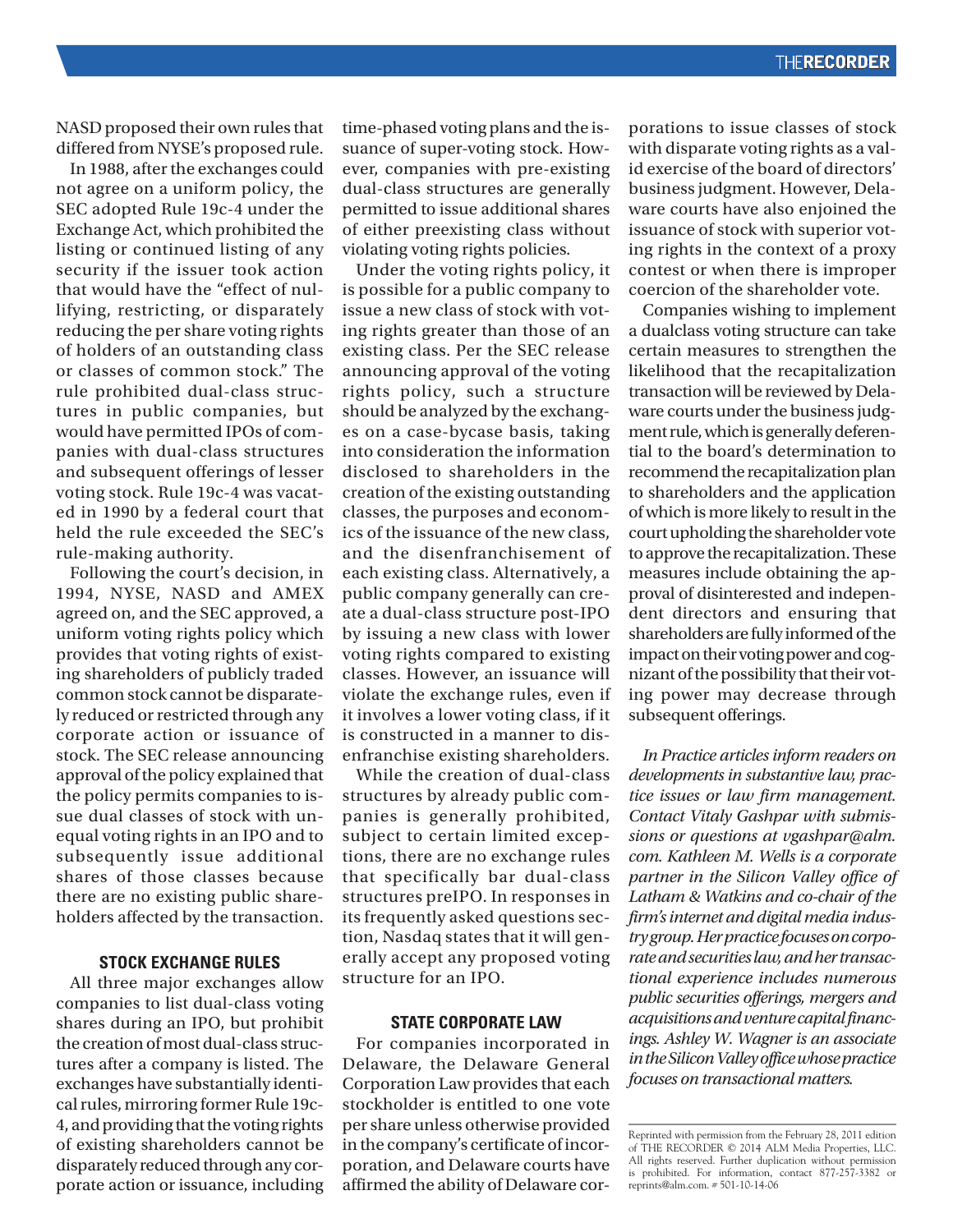NASD proposed their own rules that differed from NYSE's proposed rule.

In 1988, after the exchanges could not agree on a uniform policy, the SEC adopted Rule 19c-4 under the Exchange Act, which prohibited the listing or continued listing of any security if the issuer took action that would have the "effect of nullifying, restricting, or disparately reducing the per share voting rights of holders of an outstanding class or classes of common stock." The rule prohibited dual-class structures in public companies, but would have permitted IPOs of companies with dual-class structures and subsequent offerings of lesser voting stock. Rule 19c-4 was vacated in 1990 by a federal court that held the rule exceeded the SEC's rule-making authority.

Following the court's decision, in 1994, NYSE, NASD and AMEX agreed on, and the SEC approved, a uniform voting rights policy which provides that voting rights of existing shareholders of publicly traded common stock cannot be disparately reduced or restricted through any corporate action or issuance of stock. The SEC release announcing approval of the policy explained that the policy permits companies to issue dual classes of stock with unequal voting rights in an IPO and to subsequently issue additional shares of those classes because there are no existing public shareholders affected by the transaction.

#### STOCK EXCHANGE RULES

All three major exchanges allow companies to list dual-class voting shares during an IPO, but prohibit the creation of most dual-class structures after a company is listed. The exchanges have substantially identical rules, mirroring former Rule 19c-4, and providing that the voting rights of existing shareholders cannot be disparately reduced through any corporate action or issuance, including time-phased voting plans and the issuance of super-voting stock. However, companies with pre-existing dual-class structures are generally permitted to issue additional shares of either preexisting class without violating voting rights policies.

Under the voting rights policy, it is possible for a public company to issue a new class of stock with voting rights greater than those of an existing class. Per the SEC release announcing approval of the voting rights policy, such a structure should be analyzed by the exchanges on a case-bycase basis, taking into consideration the information disclosed to shareholders in the creation of the existing outstanding classes, the purposes and economics of the issuance of the new class, and the disenfranchisement of each existing class. Alternatively, a public company generally can create a dual-class structure post-IPO by issuing a new class with lower voting rights compared to existing classes. However, an issuance will violate the exchange rules, even if it involves a lower voting class, if it is constructed in a manner to disenfranchise existing shareholders.

While the creation of dual-class structures by already public companies is generally prohibited, subject to certain limited exceptions, there are no exchange rules that specifically bar dual-class structures preIPO. In responses in its frequently asked questions section, Nasdaq states that it will generally accept any proposed voting structure for an IPO.

#### STATE CORPORATE LAW

For companies incorporated in Delaware, the Delaware General Corporation Law provides that each stockholder is entitled to one vote per share unless otherwise provided in the company's certificate of incorporation, and Delaware courts have affirmed the ability of Delaware corporations to issue classes of stock with disparate voting rights as a valid exercise of the board of directors' business judgment. However, Delaware courts have also enjoined the issuance of stock with superior voting rights in the context of a proxy contest or when there is improper coercion of the shareholder vote.

Companies wishing to implement a dualclass voting structure can take certain measures to strengthen the likelihood that the recapitalization transaction will be reviewed by Delaware courts under the business judgment rule, which is generally deferential to the board's determination to recommend the recapitalization plan to shareholders and the application of which is more likely to result in the court upholding the shareholder vote to approve the recapitalization. These measures include obtaining the approval of disinterested and independent directors and ensuring that shareholders are fully informed of the impact on their voting power and cognizant of the possibility that their voting power may decrease through subsequent offerings.

*In Practice articles inform readers on developments in substantive law, practice issues or law firm management. Contact Vitaly Gashpar with submissions or questions at vgashpar@alm.com. Kathleen M. Wells is a corporate partner in the Silicon Valley office of Latham & Watkins and co-chair of the firm's internet and digital media industry group. Her practice focuses on corporate and securities law, and her transactional experience includes numerous public securities offerings, mergers and acquisitions and venture capital financings. Ashley W. Wagner is an associate in the Silicon Valley office whose practice focuses on transactional matters.*

Reprinted with permission from the February 28, 2011 edition of THE RECORDER © 2014 ALM Media Properties, LLC. All rights reserved. Further duplication without permission is prohibited. For information, contact 877-257-3382 or reprints@alm.com. # 501-10-14-06